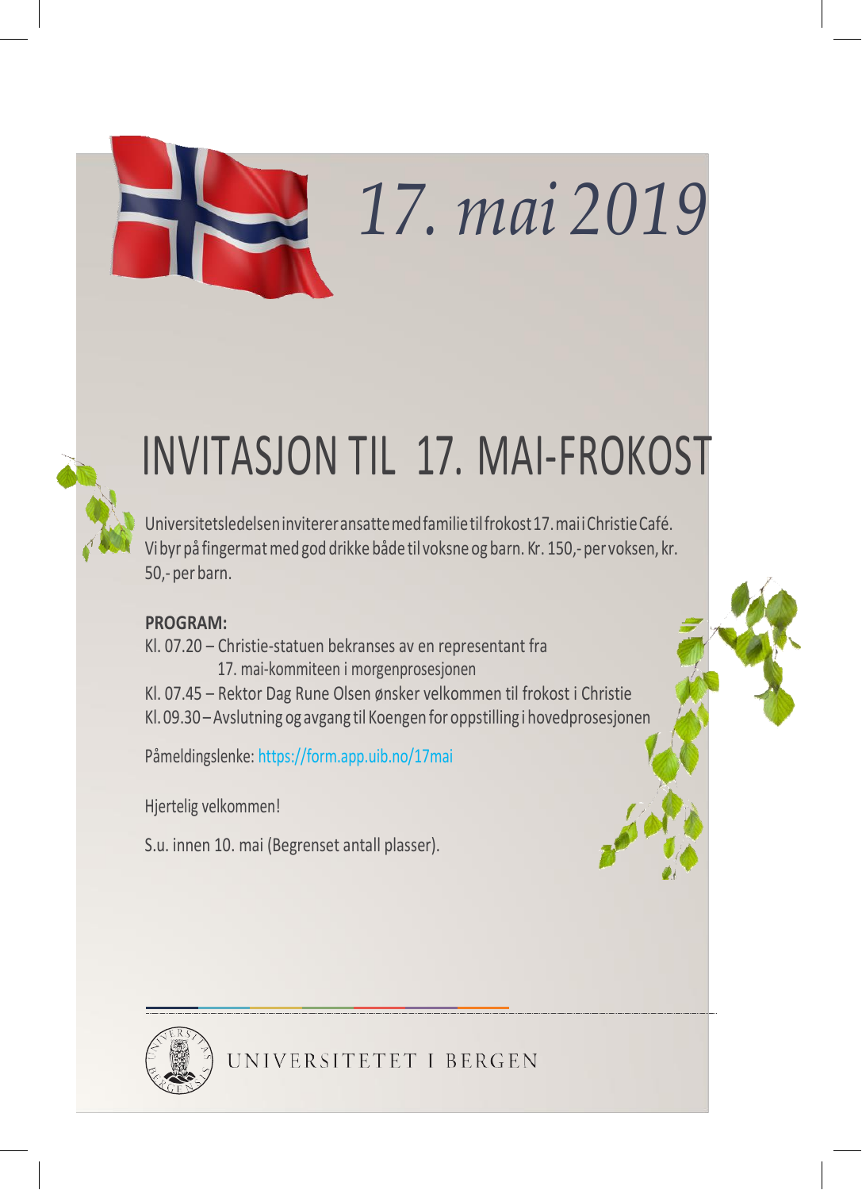*17. mai 2019*

# INVITASJON TIL 17. MAI-FROKOST

Universitetsledelsen inviterer ansatte med familie til frokost 17. mai i Christie Café. Vi byr på fingermat med god drikke både til voksne og barn. Kr. 150,- per voksen, kr. 50,- per barn.

**PROGRAM:**

Kl. 07.20 – Christie-statuen bekranses av en representant fra 17. mai-kommiteen i morgenprosesjonen

Kl. 07.45 – Rektor Dag Rune Olsen ønsker velkommen til frokost i Christie

Kl. 09.30 – Avslutning og avgang til Koengen for oppstilling i hovedprosesjonen

Påmeldingslenke: https://form.app.uib.no/17mai

Hjertelig velkommen!

S.u. innen 10. mai (Begrenset antall plasser).

UNIVERSITETET I BERGEN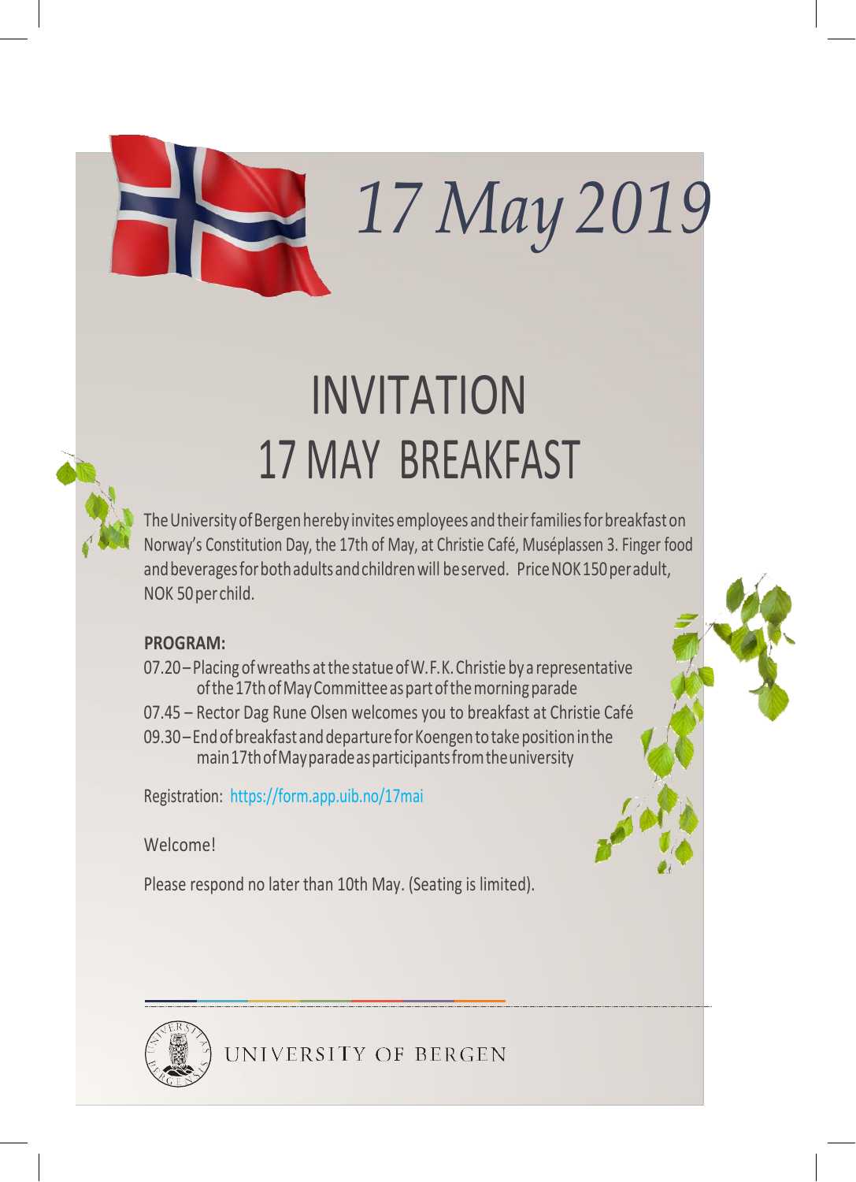# *17 May 2019*

# INVITATION
# 17 MAY BREAKFAST

The University of Bergen hereby invites employees and their families for breakfast on Norway's Constitution Day, the 17th of May, at Christie Café, Muséplassen 3. Finger food and beverages for both adults and children will be served. Price NOK 150 per adult, NOK 50 per child.

**PROGRAM:**

07.20 – Placing of wreaths at the statue of W.F.K. Christie by a representative of the 17th of May Committee as part of the morning parade

07.45 – Rector Dag Rune Olsen welcomes you to breakfast at Christie Café

09.30 – End of breakfast and departure for Koengen to take position in the main 17th of May parade as participants from the university

Registration: https://form.app.uib.no/17mai

Welcome!

Please respond no later than 10th May. (Seating is limited).

UNIVERSITY OF BERGEN